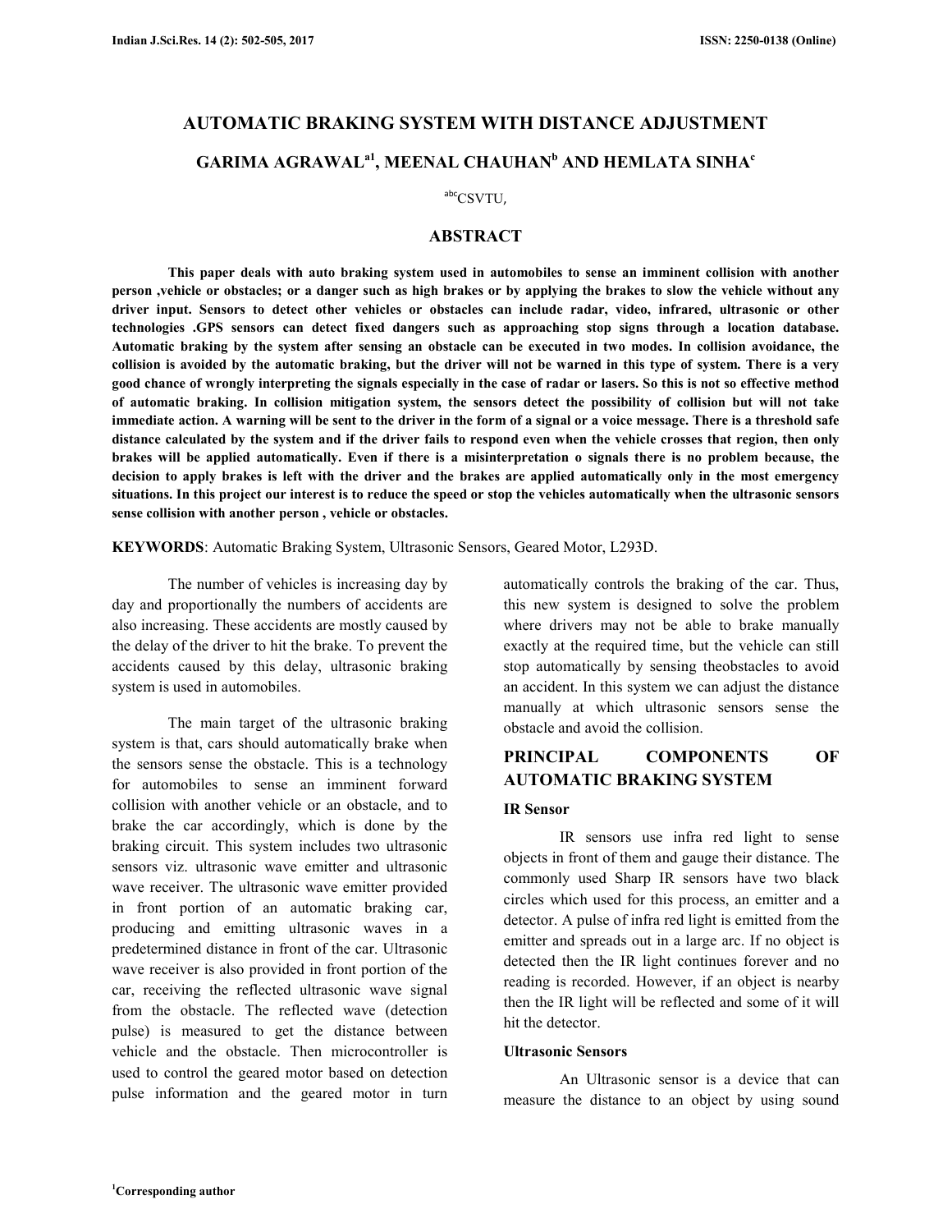# AUTOMATIC BRAKING SYSTEM WITH DISTANCE ADJUSTMENT

## GARIMA AGRAWAL[a1], MEENAL CHAUHAN[b] AND HEMLATA SINHA[c]

[abc]CSVTU,

## ABSTRACT

**This paper deals with auto braking system used in automobiles to sense an imminent collision with another person ,vehicle or obstacles; or a danger such as high brakes or by applying the brakes to slow the vehicle without any driver input. Sensors to detect other vehicles or obstacles can include radar, video, infrared, ultrasonic or other technologies .GPS sensors can detect fixed dangers such as approaching stop signs through a location database. Automatic braking by the system after sensing an obstacle can be executed in two modes. In collision avoidance, the collision is avoided by the automatic braking, but the driver will not be warned in this type of system. There is a very good chance of wrongly interpreting the signals especially in the case of radar or lasers. So this is not so effective method of automatic braking. In collision mitigation system, the sensors detect the possibility of collision but will not take immediate action. A warning will be sent to the driver in the form of a signal or a voice message. There is a threshold safe distance calculated by the system and if the driver fails to respond even when the vehicle crosses that region, then only brakes will be applied automatically. Even if there is a misinterpretation o signals there is no problem because, the decision to apply brakes is left with the driver and the brakes are applied automatically only in the most emergency situations. In this project our interest is to reduce the speed or stop the vehicles automatically when the ultrasonic sensors sense collision with another person , vehicle or obstacles.**

**KEYWORDS**: Automatic Braking System, Ultrasonic Sensors, Geared Motor, L293D.

The number of vehicles is increasing day by day and proportionally the numbers of accidents are also increasing. These accidents are mostly caused by the delay of the driver to hit the brake. To prevent the accidents caused by this delay, ultrasonic braking system is used in automobiles.

The main target of the ultrasonic braking system is that, cars should automatically brake when the sensors sense the obstacle. This is a technology for automobiles to sense an imminent forward collision with another vehicle or an obstacle, and to brake the car accordingly, which is done by the braking circuit. This system includes two ultrasonic sensors viz. ultrasonic wave emitter and ultrasonic wave receiver. The ultrasonic wave emitter provided in front portion of an automatic braking car, producing and emitting ultrasonic waves in a predetermined distance in front of the car. Ultrasonic wave receiver is also provided in front portion of the car, receiving the reflected ultrasonic wave signal from the obstacle. The reflected wave (detection pulse) is measured to get the distance between vehicle and the obstacle. Then microcontroller is used to control the geared motor based on detection pulse information and the geared motor in turn automatically controls the braking of the car. Thus, this new system is designed to solve the problem where drivers may not be able to brake manually exactly at the required time, but the vehicle can still stop automatically by sensing theobstacles to avoid an accident. In this system we can adjust the distance manually at which ultrasonic sensors sense the obstacle and avoid the collision.

## PRINCIPAL COMPONENTS OF AUTOMATIC BRAKING SYSTEM

### IR Sensor

IR sensors use infra red light to sense objects in front of them and gauge their distance. The commonly used Sharp IR sensors have two black circles which used for this process, an emitter and a detector. A pulse of infra red light is emitted from the emitter and spreads out in a large arc. If no object is detected then the IR light continues forever and no reading is recorded. However, if an object is nearby then the IR light will be reflected and some of it will hit the detector.

### Ultrasonic Sensors

An Ultrasonic sensor is a device that can measure the distance to an object by using sound

[1]Corresponding author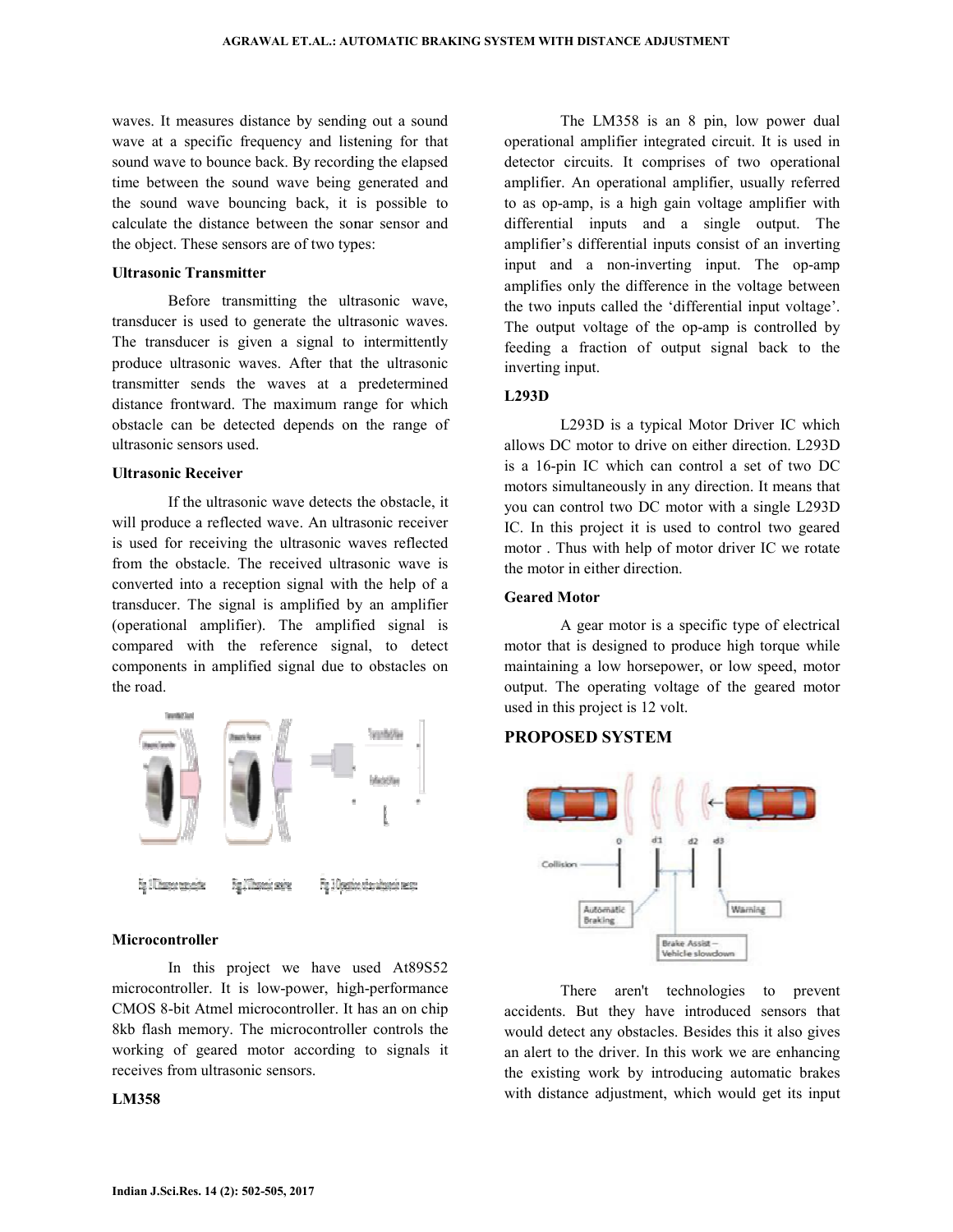waves. It measures distance by sending out a sound wave at a specific frequency and listening for that sound wave to bounce back. By recording the elapsed time between the sound wave being generated and the sound wave bouncing back, it is possible to calculate the distance between the sonar sensor and the object. These sensors are of two types:

**Ultrasonic Transmitter**

Before transmitting the ultrasonic wave, transducer is used to generate the ultrasonic waves. The transducer is given a signal to intermittently produce ultrasonic waves. After that the ultrasonic transmitter sends the waves at a predetermined distance frontward. The maximum range for which obstacle can be detected depends on the range of ultrasonic sensors used.

**Ultrasonic Receiver**

If the ultrasonic wave detects the obstacle, it will produce a reflected wave. An ultrasonic receiver is used for receiving the ultrasonic waves reflected from the obstacle. The received ultrasonic wave is converted into a reception signal with the help of a transducer. The signal is amplified by an amplifier (operational amplifier). The amplified signal is compared with the reference signal, to detect components in amplified signal due to obstacles on the road.

**Microcontroller**

In this project we have used At89S52 microcontroller. It is low-power, high-performance CMOS 8-bit Atmel microcontroller. It has an on chip 8kb flash memory. The microcontroller controls the working of geared motor according to signals it receives from ultrasonic sensors.

**LM358**

The LM358 is an 8 pin, low power dual operational amplifier integrated circuit. It is used in detector circuits. It comprises of two operational amplifier. An operational amplifier, usually referred to as op-amp, is a high gain voltage amplifier with differential inputs and a single output. The amplifier's differential inputs consist of an inverting input and a non-inverting input. The op-amp amplifies only the difference in the voltage between the two inputs called the 'differential input voltage'. The output voltage of the op-amp is controlled by feeding a fraction of output signal back to the inverting input.

**L293D**

L293D is a typical Motor Driver IC which allows DC motor to drive on either direction. L293D is a 16-pin IC which can control a set of two DC motors simultaneously in any direction. It means that you can control two DC motor with a single L293D IC. In this project it is used to control two geared motor . Thus with help of motor driver IC we rotate the motor in either direction.

**Geared Motor**

A gear motor is a specific type of electrical motor that is designed to produce high torque while maintaining a low horsepower, or low speed, motor output. The operating voltage of the geared motor used in this project is 12 volt.

## PROPOSED SYSTEM

There aren't technologies to prevent accidents. But they have introduced sensors that would detect any obstacles. Besides this it also gives an alert to the driver. In this work we are enhancing the existing work by introducing automatic brakes with distance adjustment, which would get its input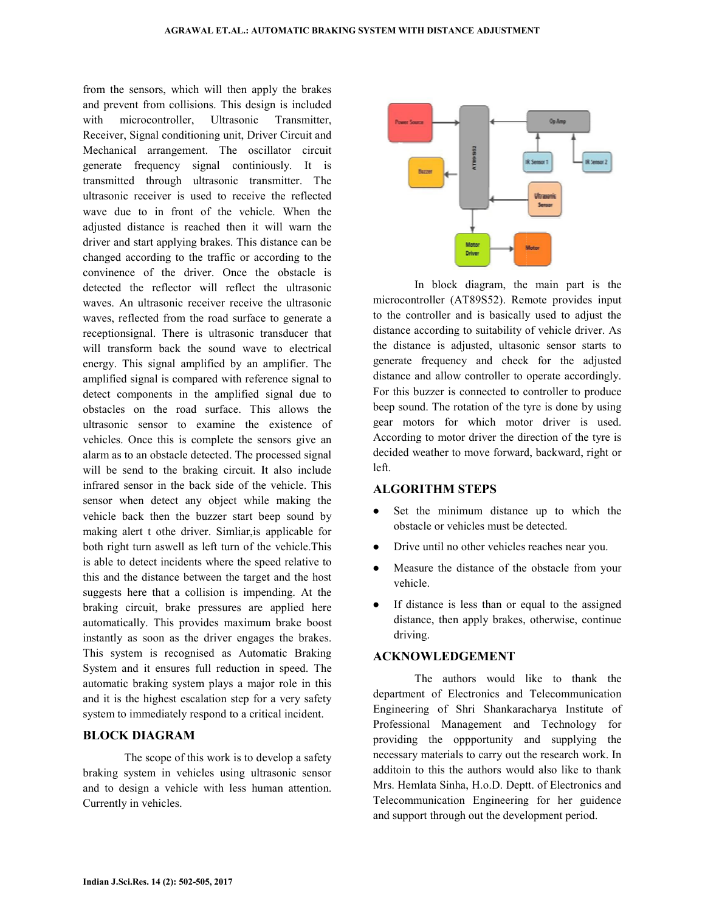from the sensors, which will then apply the brakes and prevent from collisions. This design is included with microcontroller, Ultrasonic Transmitter, Receiver, Signal conditioning unit, Driver Circuit and Mechanical arrangement. The oscillator circuit generate frequency signal continiously. It is transmitted through ultrasonic transmitter. The ultrasonic receiver is used to receive the reflected wave due to in front of the vehicle. When the adjusted distance is reached then it will warn the driver and start applying brakes. This distance can be changed according to the traffic or according to the convinence of the driver. Once the obstacle is detected the reflector will reflect the ultrasonic waves. An ultrasonic receiver receive the ultrasonic waves, reflected from the road surface to generate a receptionsignal. There is ultrasonic transducer that will transform back the sound wave to electrical energy. This signal amplified by an amplifier. The amplified signal is compared with reference signal to detect components in the amplified signal due to obstacles on the road surface. This allows the ultrasonic sensor to examine the existence of vehicles. Once this is complete the sensors give an alarm as to an obstacle detected. The processed signal will be send to the braking circuit. It also include infrared sensor in the back side of the vehicle. This sensor when detect any object while making the vehicle back then the buzzer start beep sound by making alert t othe driver. Simliar,is applicable for both right turn aswell as left turn of the vehicle.This is able to detect incidents where the speed relative to this and the distance between the target and the host suggests here that a collision is impending. At the braking circuit, brake pressures are applied here automatically. This provides maximum brake boost instantly as soon as the driver engages the brakes. This system is recognised as Automatic Braking System and it ensures full reduction in speed. The automatic braking system plays a major role in this and it is the highest escalation step for a very safety system to immediately respond to a critical incident.

## BLOCK DIAGRAM

The scope of this work is to develop a safety braking system in vehicles using ultrasonic sensor and to design a vehicle with less human attention. Currently in vehicles.

In block diagram, the main part is the microcontroller (AT89S52). Remote provides input to the controller and is basically used to adjust the distance according to suitability of vehicle driver. As the distance is adjusted, ultasonic sensor starts to generate frequency and check for the adjusted distance and allow controller to operate accordingly. For this buzzer is connected to controller to produce beep sound. The rotation of the tyre is done by using gear motors for which motor driver is used. According to motor driver the direction of the tyre is decided weather to move forward, backward, right or left.

## ALGORITHM STEPS

- Set the minimum distance up to which the obstacle or vehicles must be detected.
- Drive until no other vehicles reaches near you.
- Measure the distance of the obstacle from your vehicle.
- If distance is less than or equal to the assigned distance, then apply brakes, otherwise, continue driving.

## ACKNOWLEDGEMENT

The authors would like to thank the department of Electronics and Telecommunication Engineering of Shri Shankaracharya Institute of Professional Management and Technology for providing the oppportunity and supplying the necessary materials to carry out the research work. In additoin to this the authors would also like to thank Mrs. Hemlata Sinha, H.o.D. Deptt. of Electronics and Telecommunication Engineering for her guidence and support through out the development period.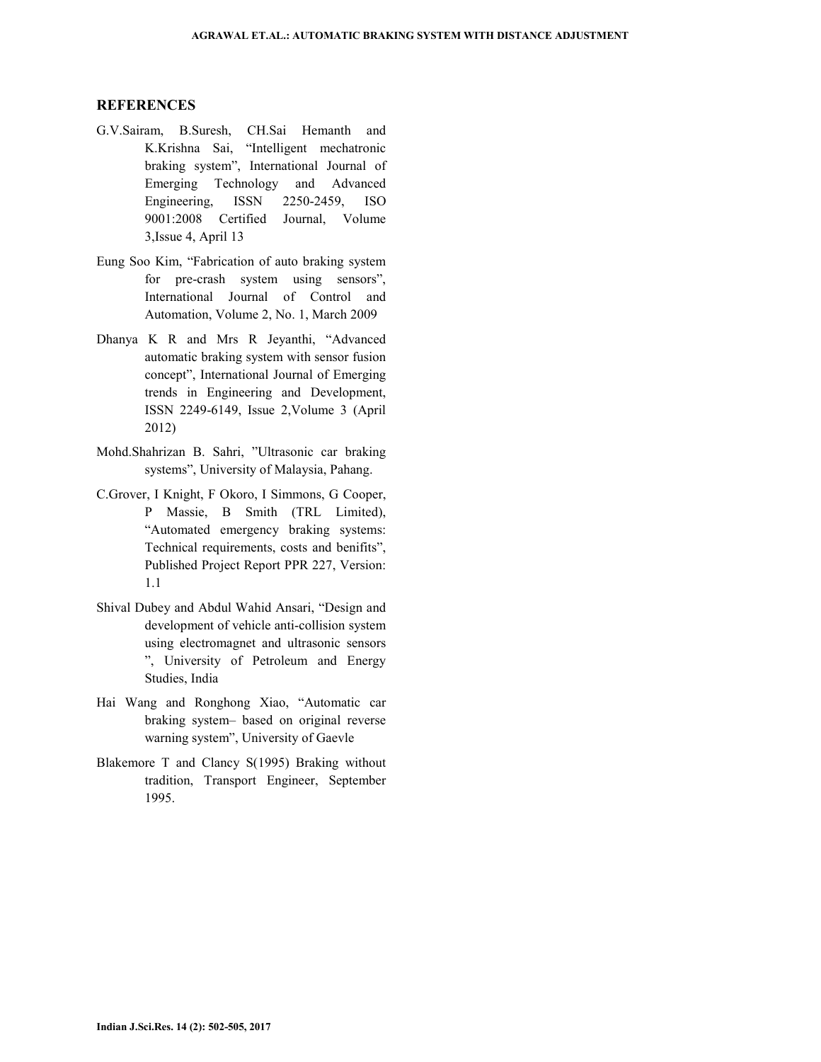## REFERENCES

G.V.Sairam, B.Suresh, CH.Sai Hemanth and K.Krishna Sai, "Intelligent mechatronic braking system", International Journal of Emerging Technology and Advanced Engineering, ISSN 2250-2459, ISO 9001:2008 Certified Journal, Volume 3,Issue 4, April 13

Eung Soo Kim, "Fabrication of auto braking system for pre-crash system using sensors", International Journal of Control and Automation, Volume 2, No. 1, March 2009

Dhanya K R and Mrs R Jeyanthi, "Advanced automatic braking system with sensor fusion concept", International Journal of Emerging trends in Engineering and Development, ISSN 2249-6149, Issue 2,Volume 3 (April 2012)

Mohd.Shahrizan B. Sahri, "Ultrasonic car braking systems", University of Malaysia, Pahang.

C.Grover, I Knight, F Okoro, I Simmons, G Cooper, P Massie, B Smith (TRL Limited), "Automated emergency braking systems: Technical requirements, costs and benifits", Published Project Report PPR 227, Version: 1.1

Shival Dubey and Abdul Wahid Ansari, "Design and development of vehicle anti-collision system using electromagnet and ultrasonic sensors ", University of Petroleum and Energy Studies, India

Hai Wang and Ronghong Xiao, "Automatic car braking system– based on original reverse warning system", University of Gaevle

Blakemore T and Clancy S(1995) Braking without tradition, Transport Engineer, September 1995.